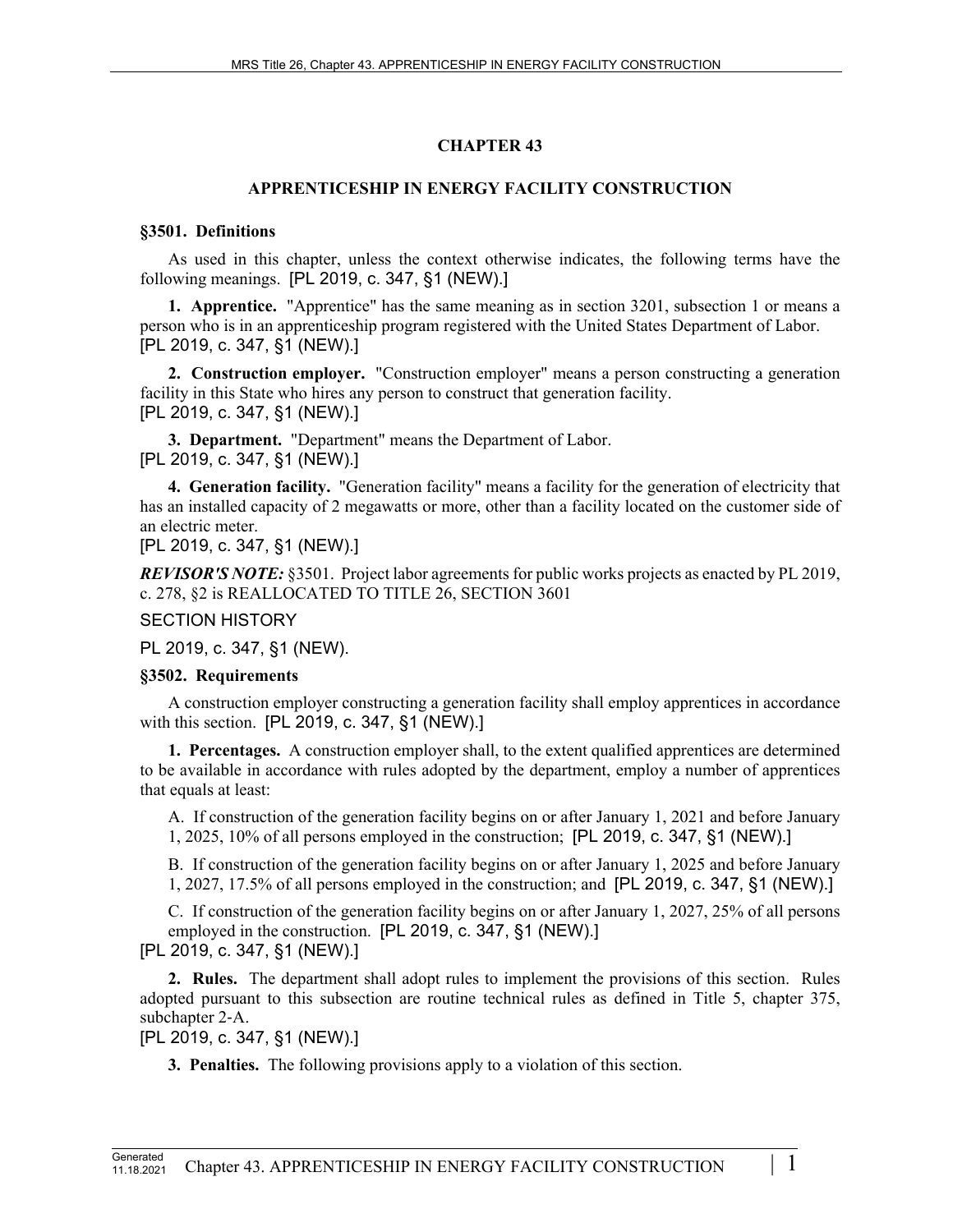# CHAPTER 43

## APPRENTICESHIP IN ENERGY FACILITY CONSTRUCTION

### §3501. Definitions

As used in this chapter, unless the context otherwise indicates, the following terms have the following meanings. [PL 2019, c. 347, §1 (NEW).]

**1. Apprentice.** "Apprentice" has the same meaning as in section 3201, subsection 1 or means a person who is in an apprenticeship program registered with the United States Department of Labor. [PL 2019, c. 347, §1 (NEW).]

**2. Construction employer.** "Construction employer" means a person constructing a generation facility in this State who hires any person to construct that generation facility. [PL 2019, c. 347, §1 (NEW).]

**3. Department.** "Department" means the Department of Labor. [PL 2019, c. 347, §1 (NEW).]

**4. Generation facility.** "Generation facility" means a facility for the generation of electricity that has an installed capacity of 2 megawatts or more, other than a facility located on the customer side of an electric meter.
[PL 2019, c. 347, §1 (NEW).]

***REVISOR'S NOTE:*** §3501. Project labor agreements for public works projects as enacted by PL 2019, c. 278, §2 is REALLOCATED TO TITLE 26, SECTION 3601

SECTION HISTORY

PL 2019, c. 347, §1 (NEW).

### §3502. Requirements

A construction employer constructing a generation facility shall employ apprentices in accordance with this section. [PL 2019, c. 347, §1 (NEW).]

**1. Percentages.** A construction employer shall, to the extent qualified apprentices are determined to be available in accordance with rules adopted by the department, employ a number of apprentices that equals at least:

A. If construction of the generation facility begins on or after January 1, 2021 and before January 1, 2025, 10% of all persons employed in the construction; [PL 2019, c. 347, §1 (NEW).]

B. If construction of the generation facility begins on or after January 1, 2025 and before January 1, 2027, 17.5% of all persons employed in the construction; and [PL 2019, c. 347, §1 (NEW).]

C. If construction of the generation facility begins on or after January 1, 2027, 25% of all persons employed in the construction. [PL 2019, c. 347, §1 (NEW).]

[PL 2019, c. 347, §1 (NEW).]

**2. Rules.** The department shall adopt rules to implement the provisions of this section. Rules adopted pursuant to this subsection are routine technical rules as defined in Title 5, chapter 375, subchapter 2-A.
[PL 2019, c. 347, §1 (NEW).]

**3. Penalties.** The following provisions apply to a violation of this section.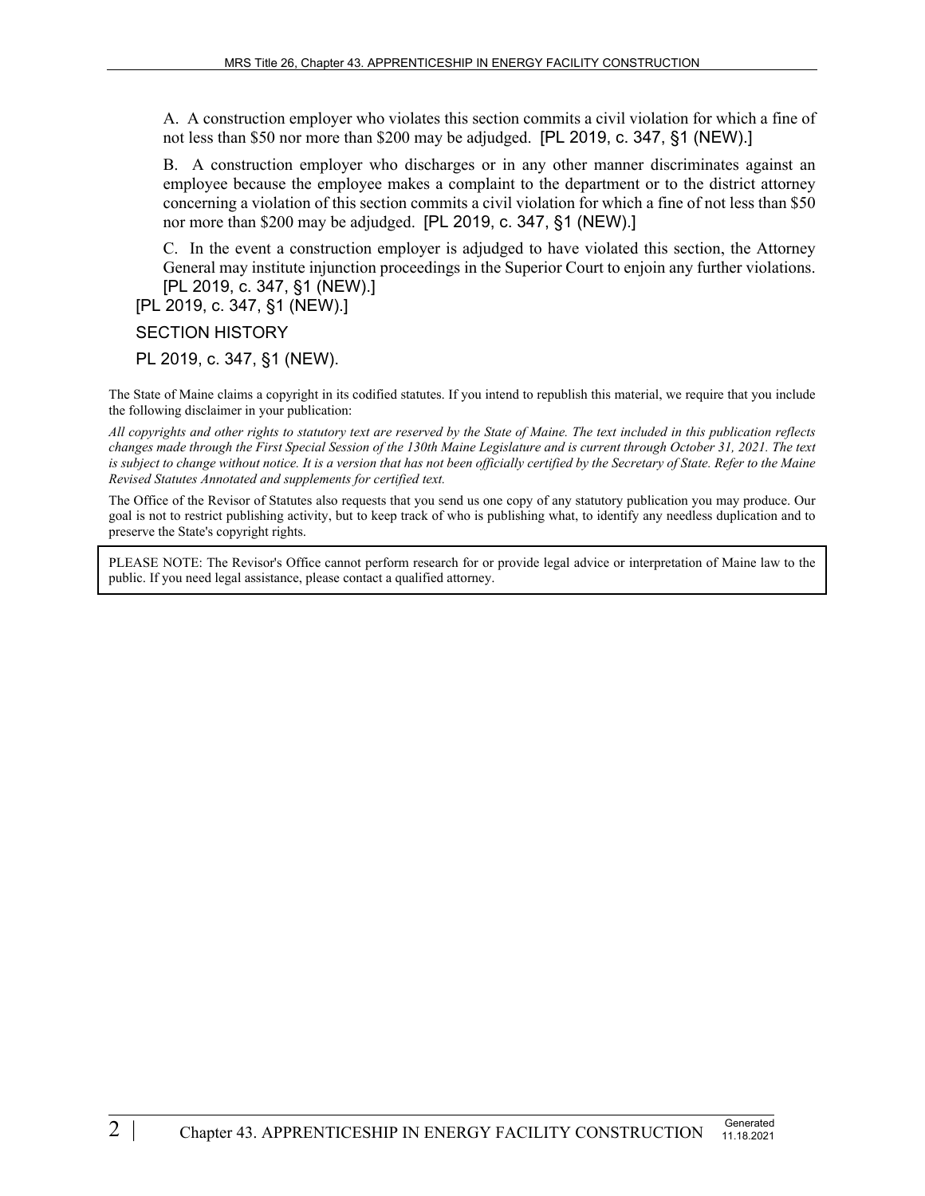A. A construction employer who violates this section commits a civil violation for which a fine of not less than $50 nor more than $200 may be adjudged. [PL 2019, c. 347, §1 (NEW).]

B. A construction employer who discharges or in any other manner discriminates against an employee because the employee makes a complaint to the department or to the district attorney concerning a violation of this section commits a civil violation for which a fine of not less than $50 nor more than $200 may be adjudged. [PL 2019, c. 347, §1 (NEW).]

C. In the event a construction employer is adjudged to have violated this section, the Attorney General may institute injunction proceedings in the Superior Court to enjoin any further violations. [PL 2019, c. 347, §1 (NEW).]

[PL 2019, c. 347, §1 (NEW).]

SECTION HISTORY

PL 2019, c. 347, §1 (NEW).

The State of Maine claims a copyright in its codified statutes. If you intend to republish this material, we require that you include the following disclaimer in your publication:

*All copyrights and other rights to statutory text are reserved by the State of Maine. The text included in this publication reflects changes made through the First Special Session of the 130th Maine Legislature and is current through October 31, 2021. The text is subject to change without notice. It is a version that has not been officially certified by the Secretary of State. Refer to the Maine Revised Statutes Annotated and supplements for certified text.*

The Office of the Revisor of Statutes also requests that you send us one copy of any statutory publication you may produce. Our goal is not to restrict publishing activity, but to keep track of who is publishing what, to identify any needless duplication and to preserve the State's copyright rights.

PLEASE NOTE: The Revisor's Office cannot perform research for or provide legal advice or interpretation of Maine law to the public. If you need legal assistance, please contact a qualified attorney.